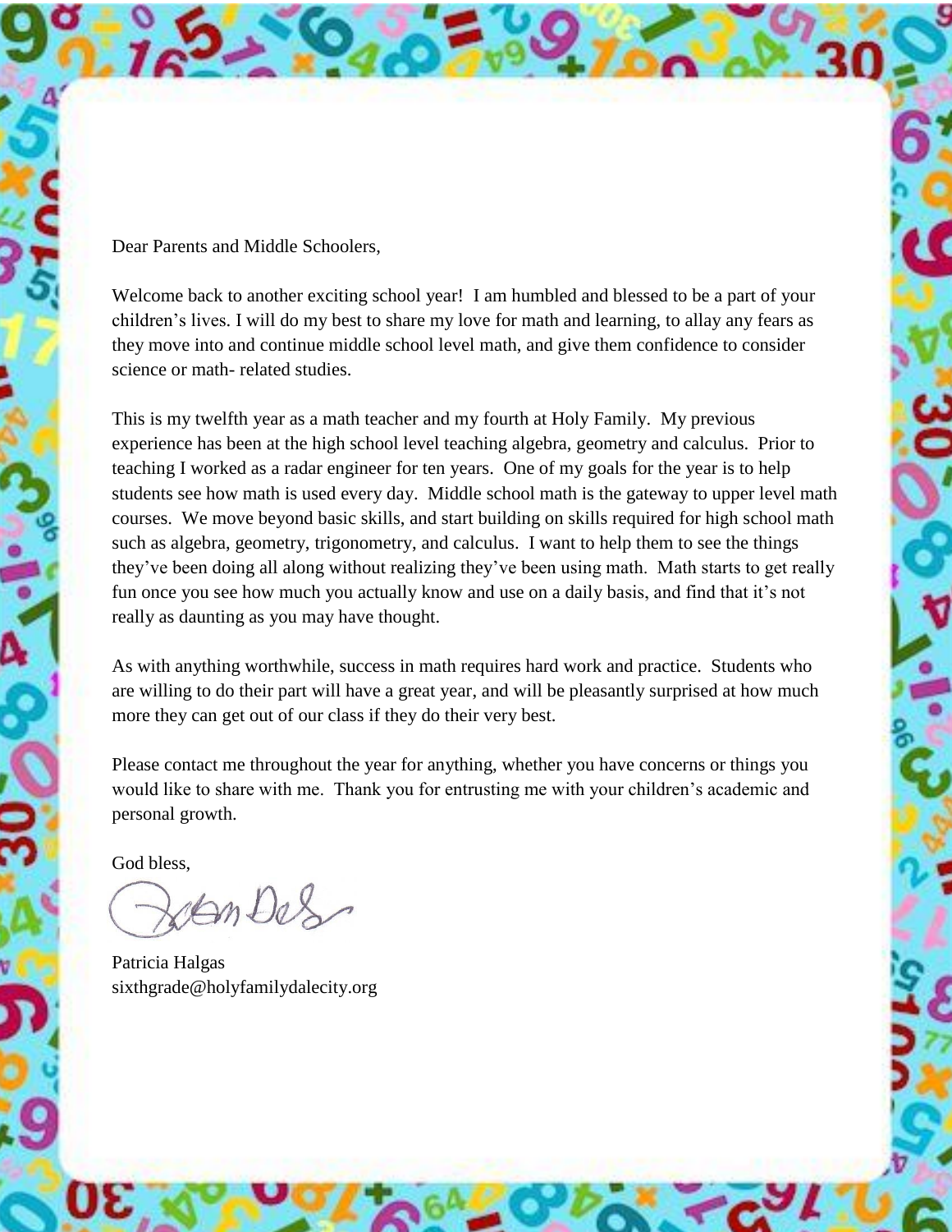Dear Parents and Middle Schoolers,

Welcome back to another exciting school year! I am humbled and blessed to be a part of your children's lives. I will do my best to share my love for math and learning, to allay any fears as they move into and continue middle school level math, and give them confidence to consider science or math- related studies.

This is my twelfth year as a math teacher and my fourth at Holy Family. My previous experience has been at the high school level teaching algebra, geometry and calculus. Prior to teaching I worked as a radar engineer for ten years. One of my goals for the year is to help students see how math is used every day. Middle school math is the gateway to upper level math courses. We move beyond basic skills, and start building on skills required for high school math such as algebra, geometry, trigonometry, and calculus. I want to help them to see the things they've been doing all along without realizing they've been using math. Math starts to get really fun once you see how much you actually know and use on a daily basis, and find that it's not really as daunting as you may have thought.

As with anything worthwhile, success in math requires hard work and practice. Students who are willing to do their part will have a great year, and will be pleasantly surprised at how much more they can get out of our class if they do their very best.

Please contact me throughout the year for anything, whether you have concerns or things you would like to share with me. Thank you for entrusting me with your children's academic and personal growth.

God bless,

Patricia Halgas
sixthgrade@holyfamilydalecity.org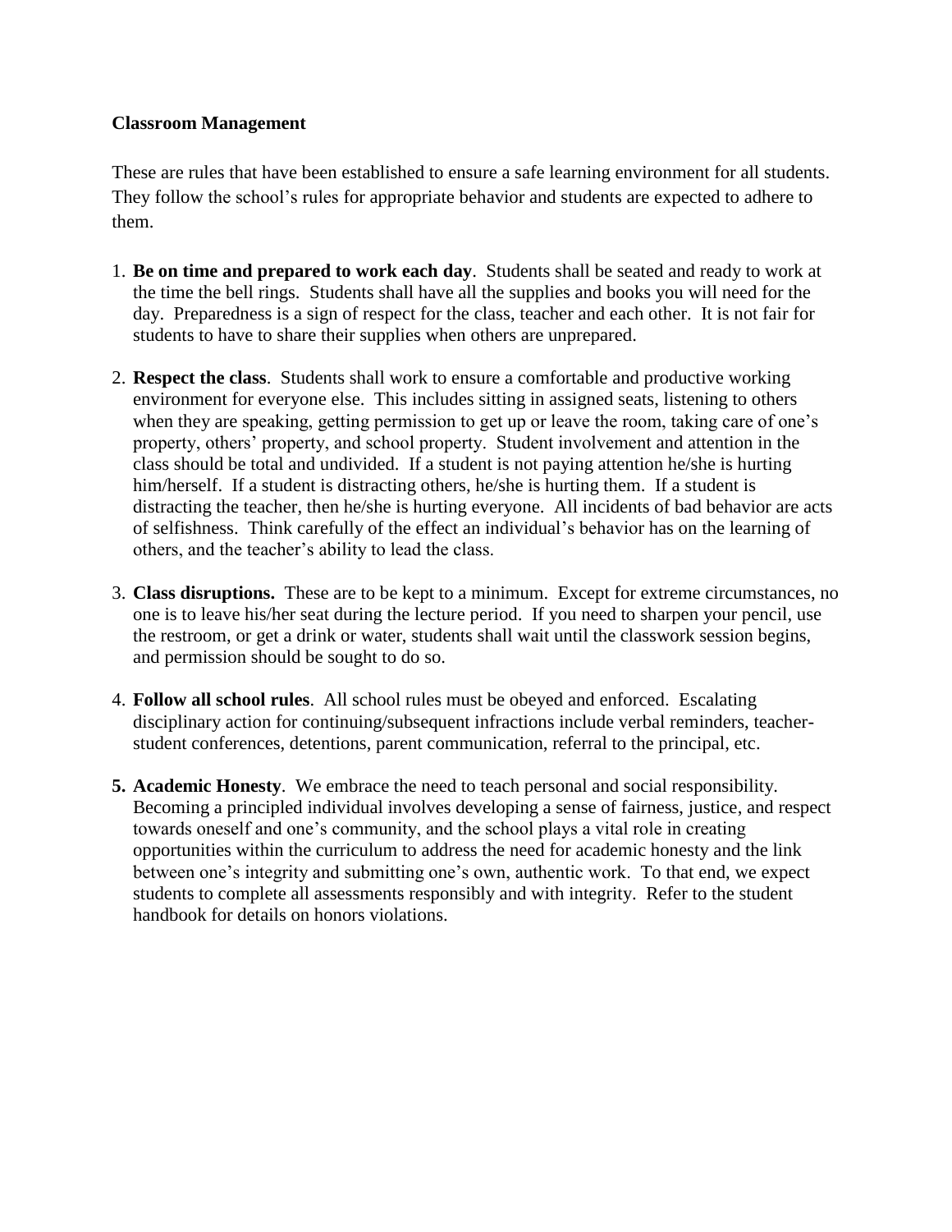**Classroom Management**

These are rules that have been established to ensure a safe learning environment for all students. They follow the school's rules for appropriate behavior and students are expected to adhere to them.

1. **Be on time and prepared to work each day**. Students shall be seated and ready to work at the time the bell rings. Students shall have all the supplies and books you will need for the day. Preparedness is a sign of respect for the class, teacher and each other. It is not fair for students to have to share their supplies when others are unprepared.

2. **Respect the class**. Students shall work to ensure a comfortable and productive working environment for everyone else. This includes sitting in assigned seats, listening to others when they are speaking, getting permission to get up or leave the room, taking care of one's property, others' property, and school property. Student involvement and attention in the class should be total and undivided. If a student is not paying attention he/she is hurting him/herself. If a student is distracting others, he/she is hurting them. If a student is distracting the teacher, then he/she is hurting everyone. All incidents of bad behavior are acts of selfishness. Think carefully of the effect an individual's behavior has on the learning of others, and the teacher's ability to lead the class.

3. **Class disruptions.** These are to be kept to a minimum. Except for extreme circumstances, no one is to leave his/her seat during the lecture period. If you need to sharpen your pencil, use the restroom, or get a drink or water, students shall wait until the classwork session begins, and permission should be sought to do so.

4. **Follow all school rules**. All school rules must be obeyed and enforced. Escalating disciplinary action for continuing/subsequent infractions include verbal reminders, teacher-student conferences, detentions, parent communication, referral to the principal, etc.

5. **Academic Honesty**. We embrace the need to teach personal and social responsibility. Becoming a principled individual involves developing a sense of fairness, justice, and respect towards oneself and one's community, and the school plays a vital role in creating opportunities within the curriculum to address the need for academic honesty and the link between one's integrity and submitting one's own, authentic work. To that end, we expect students to complete all assessments responsibly and with integrity. Refer to the student handbook for details on honors violations.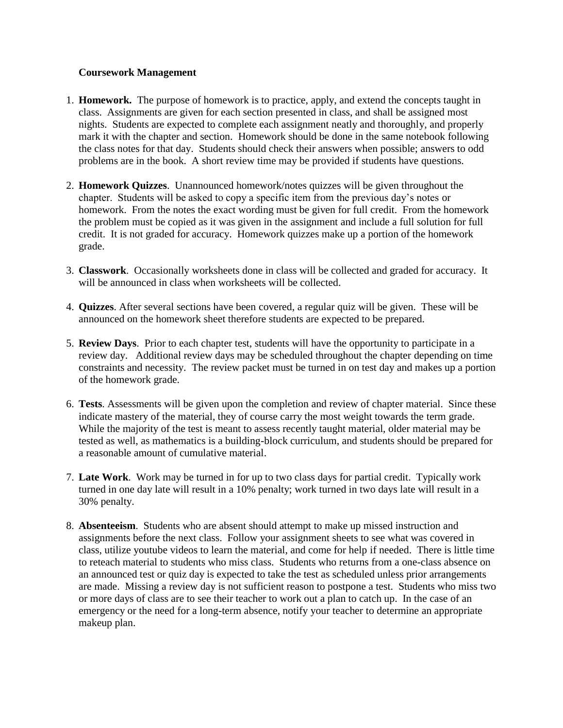**Coursework Management**

1. **Homework.** The purpose of homework is to practice, apply, and extend the concepts taught in class. Assignments are given for each section presented in class, and shall be assigned most nights. Students are expected to complete each assignment neatly and thoroughly, and properly mark it with the chapter and section. Homework should be done in the same notebook following the class notes for that day. Students should check their answers when possible; answers to odd problems are in the book. A short review time may be provided if students have questions.

2. **Homework Quizzes**. Unannounced homework/notes quizzes will be given throughout the chapter. Students will be asked to copy a specific item from the previous day's notes or homework. From the notes the exact wording must be given for full credit. From the homework the problem must be copied as it was given in the assignment and include a full solution for full credit. It is not graded for accuracy. Homework quizzes make up a portion of the homework grade.

3. **Classwork**. Occasionally worksheets done in class will be collected and graded for accuracy. It will be announced in class when worksheets will be collected.

4. **Quizzes**. After several sections have been covered, a regular quiz will be given. These will be announced on the homework sheet therefore students are expected to be prepared.

5. **Review Days**. Prior to each chapter test, students will have the opportunity to participate in a review day. Additional review days may be scheduled throughout the chapter depending on time constraints and necessity. The review packet must be turned in on test day and makes up a portion of the homework grade.

6. **Tests**. Assessments will be given upon the completion and review of chapter material. Since these indicate mastery of the material, they of course carry the most weight towards the term grade. While the majority of the test is meant to assess recently taught material, older material may be tested as well, as mathematics is a building-block curriculum, and students should be prepared for a reasonable amount of cumulative material.

7. **Late Work**. Work may be turned in for up to two class days for partial credit. Typically work turned in one day late will result in a 10% penalty; work turned in two days late will result in a 30% penalty.

8. **Absenteeism**. Students who are absent should attempt to make up missed instruction and assignments before the next class. Follow your assignment sheets to see what was covered in class, utilize youtube videos to learn the material, and come for help if needed. There is little time to reteach material to students who miss class. Students who returns from a one-class absence on an announced test or quiz day is expected to take the test as scheduled unless prior arrangements are made. Missing a review day is not sufficient reason to postpone a test. Students who miss two or more days of class are to see their teacher to work out a plan to catch up. In the case of an emergency or the need for a long-term absence, notify your teacher to determine an appropriate makeup plan.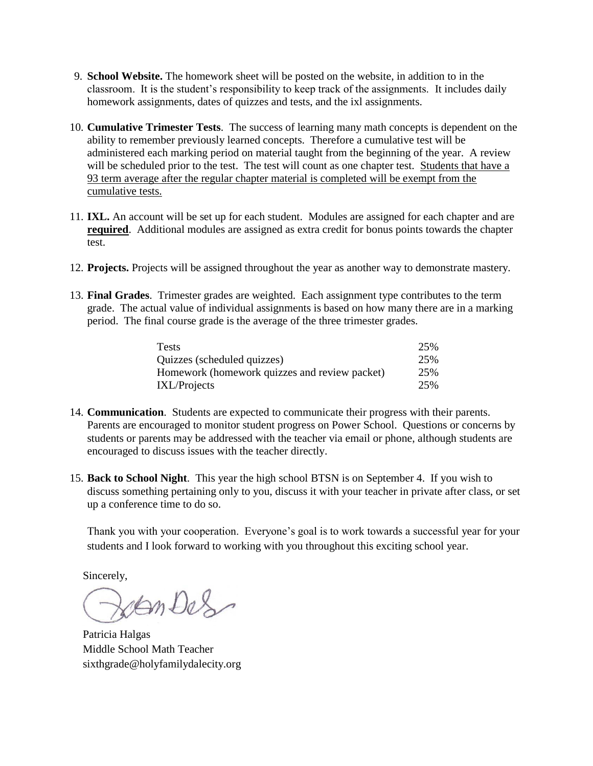9. **School Website.** The homework sheet will be posted on the website, in addition to in the classroom. It is the student's responsibility to keep track of the assignments. It includes daily homework assignments, dates of quizzes and tests, and the ixl assignments.

10. **Cumulative Trimester Tests**. The success of learning many math concepts is dependent on the ability to remember previously learned concepts. Therefore a cumulative test will be administered each marking period on material taught from the beginning of the year. A review will be scheduled prior to the test. The test will count as one chapter test. <u>Students that have a 93 term average after the regular chapter material is completed will be exempt from the cumulative tests.</u>

11. **IXL.** An account will be set up for each student. Modules are assigned for each chapter and are **<u>required</u>**. Additional modules are assigned as extra credit for bonus points towards the chapter test.

12. **Projects.** Projects will be assigned throughout the year as another way to demonstrate mastery.

13. **Final Grades**. Trimester grades are weighted. Each assignment type contributes to the term grade. The actual value of individual assignments is based on how many there are in a marking period. The final course grade is the average of the three trimester grades.

| | |
|---|---|
| Tests | 25% |
| Quizzes (scheduled quizzes) | 25% |
| Homework (homework quizzes and review packet) | 25% |
| IXL/Projects | 25% |

14. **Communication**. Students are expected to communicate their progress with their parents. Parents are encouraged to monitor student progress on Power School. Questions or concerns by students or parents may be addressed with the teacher via email or phone, although students are encouraged to discuss issues with the teacher directly.

15. **Back to School Night**. This year the high school BTSN is on September 4. If you wish to discuss something pertaining only to you, discuss it with your teacher in private after class, or set up a conference time to do so.

Thank you with your cooperation. Everyone's goal is to work towards a successful year for your students and I look forward to working with you throughout this exciting school year.

Sincerely,

Patricia Halgas
Middle School Math Teacher
sixthgrade@holyfamilydalecity.org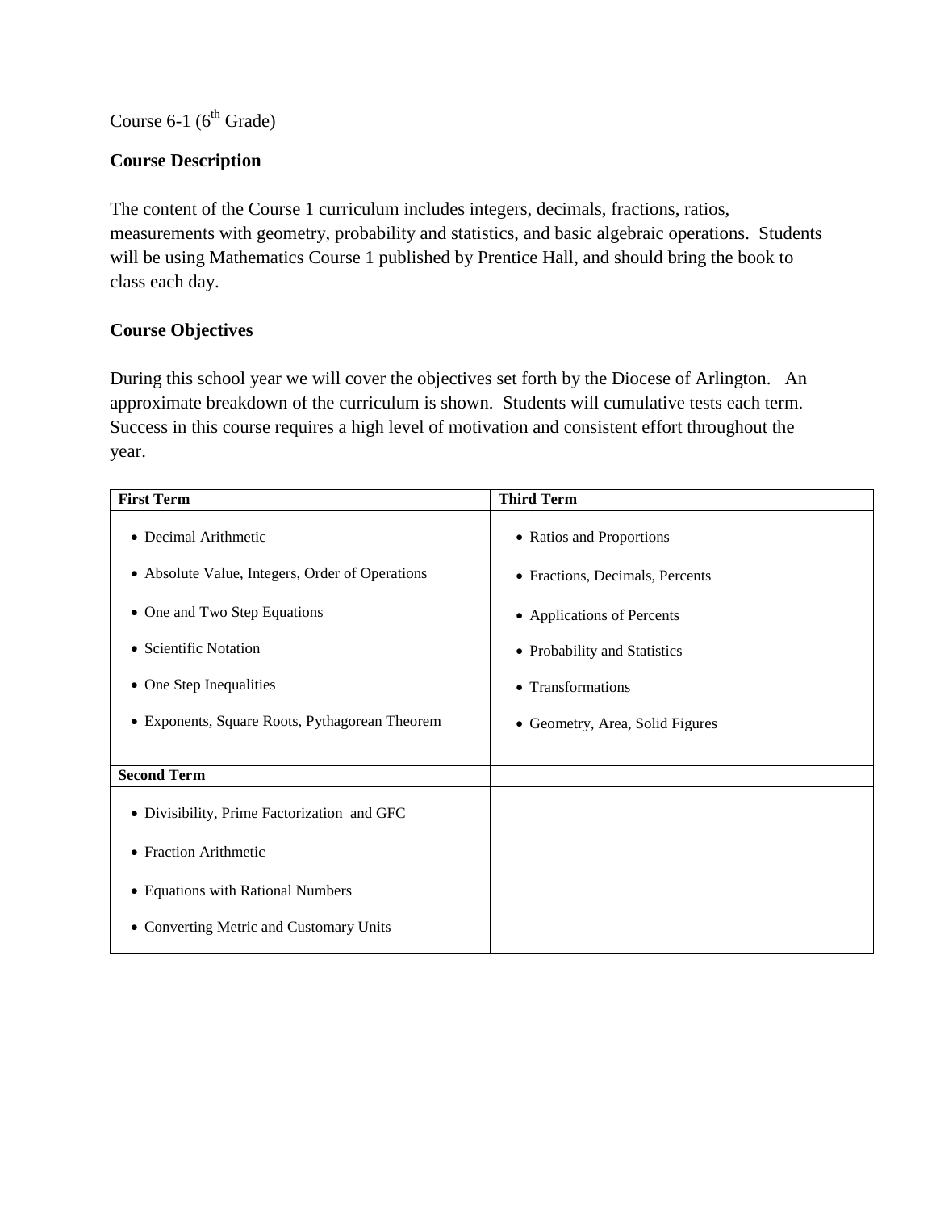Course 6-1 (6th Grade)

**Course Description**

The content of the Course 1 curriculum includes integers, decimals, fractions, ratios, measurements with geometry, probability and statistics, and basic algebraic operations. Students will be using Mathematics Course 1 published by Prentice Hall, and should bring the book to class each day.

**Course Objectives**

During this school year we will cover the objectives set forth by the Diocese of Arlington. An approximate breakdown of the curriculum is shown. Students will cumulative tests each term. Success in this course requires a high level of motivation and consistent effort throughout the year.

| **First Term** | **Third Term** |
|---|---|
| • Decimal Arithmetic<br>• Absolute Value, Integers, Order of Operations<br>• One and Two Step Equations<br>• Scientific Notation<br>• One Step Inequalities<br>• Exponents, Square Roots, Pythagorean Theorem | • Ratios and Proportions<br>• Fractions, Decimals, Percents<br>• Applications of Percents<br>• Probability and Statistics<br>• Transformations<br>• Geometry, Area, Solid Figures |
| **Second Term** | |
| • Divisibility, Prime Factorization and GFC<br>• Fraction Arithmetic<br>• Equations with Rational Numbers<br>• Converting Metric and Customary Units | |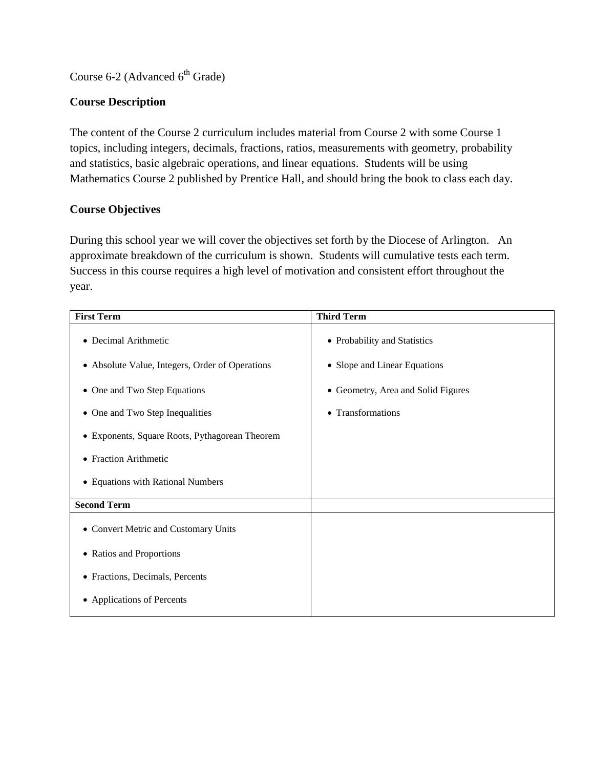Course 6-2 (Advanced 6th Grade)

**Course Description**

The content of the Course 2 curriculum includes material from Course 2 with some Course 1 topics, including integers, decimals, fractions, ratios, measurements with geometry, probability and statistics, basic algebraic operations, and linear equations. Students will be using Mathematics Course 2 published by Prentice Hall, and should bring the book to class each day.

**Course Objectives**

During this school year we will cover the objectives set forth by the Diocese of Arlington. An approximate breakdown of the curriculum is shown. Students will cumulative tests each term. Success in this course requires a high level of motivation and consistent effort throughout the year.

| **First Term** | **Third Term** |
|---|---|
| • Decimal Arithmetic<br>• Absolute Value, Integers, Order of Operations<br>• One and Two Step Equations<br>• One and Two Step Inequalities<br>• Exponents, Square Roots, Pythagorean Theorem<br>• Fraction Arithmetic<br>• Equations with Rational Numbers | • Probability and Statistics<br>• Slope and Linear Equations<br>• Geometry, Area and Solid Figures<br>• Transformations |
| **Second Term** | |
| • Convert Metric and Customary Units<br>• Ratios and Proportions<br>• Fractions, Decimals, Percents<br>• Applications of Percents | |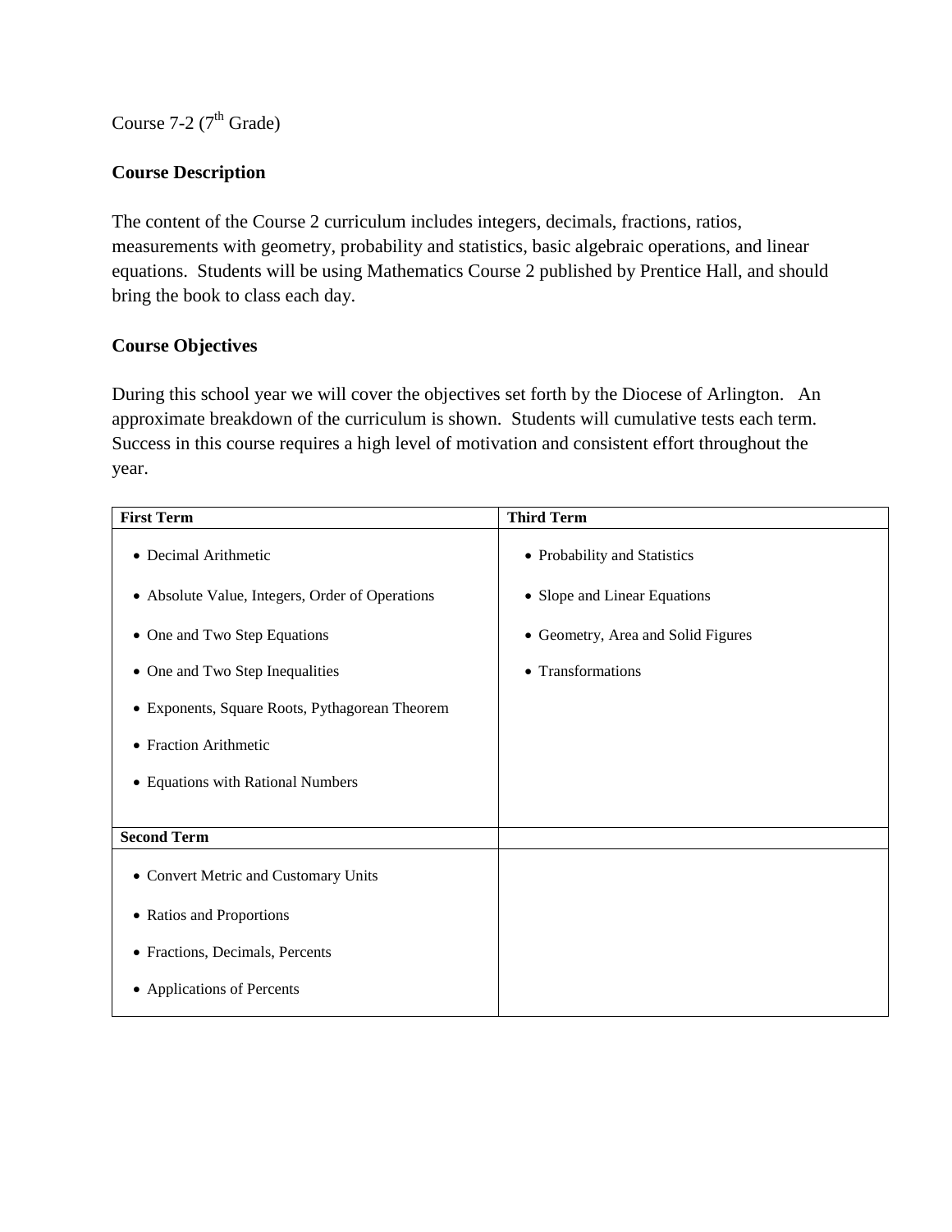Course 7-2 (7th Grade)

**Course Description**

The content of the Course 2 curriculum includes integers, decimals, fractions, ratios, measurements with geometry, probability and statistics, basic algebraic operations, and linear equations. Students will be using Mathematics Course 2 published by Prentice Hall, and should bring the book to class each day.

**Course Objectives**

During this school year we will cover the objectives set forth by the Diocese of Arlington. An approximate breakdown of the curriculum is shown. Students will cumulative tests each term. Success in this course requires a high level of motivation and consistent effort throughout the year.

| **First Term** | **Third Term** |
|---|---|
| • Decimal Arithmetic<br>• Absolute Value, Integers, Order of Operations<br>• One and Two Step Equations<br>• One and Two Step Inequalities<br>• Exponents, Square Roots, Pythagorean Theorem<br>• Fraction Arithmetic<br>• Equations with Rational Numbers | • Probability and Statistics<br>• Slope and Linear Equations<br>• Geometry, Area and Solid Figures<br>• Transformations |
| **Second Term** | |
| • Convert Metric and Customary Units<br>• Ratios and Proportions<br>• Fractions, Decimals, Percents<br>• Applications of Percents | |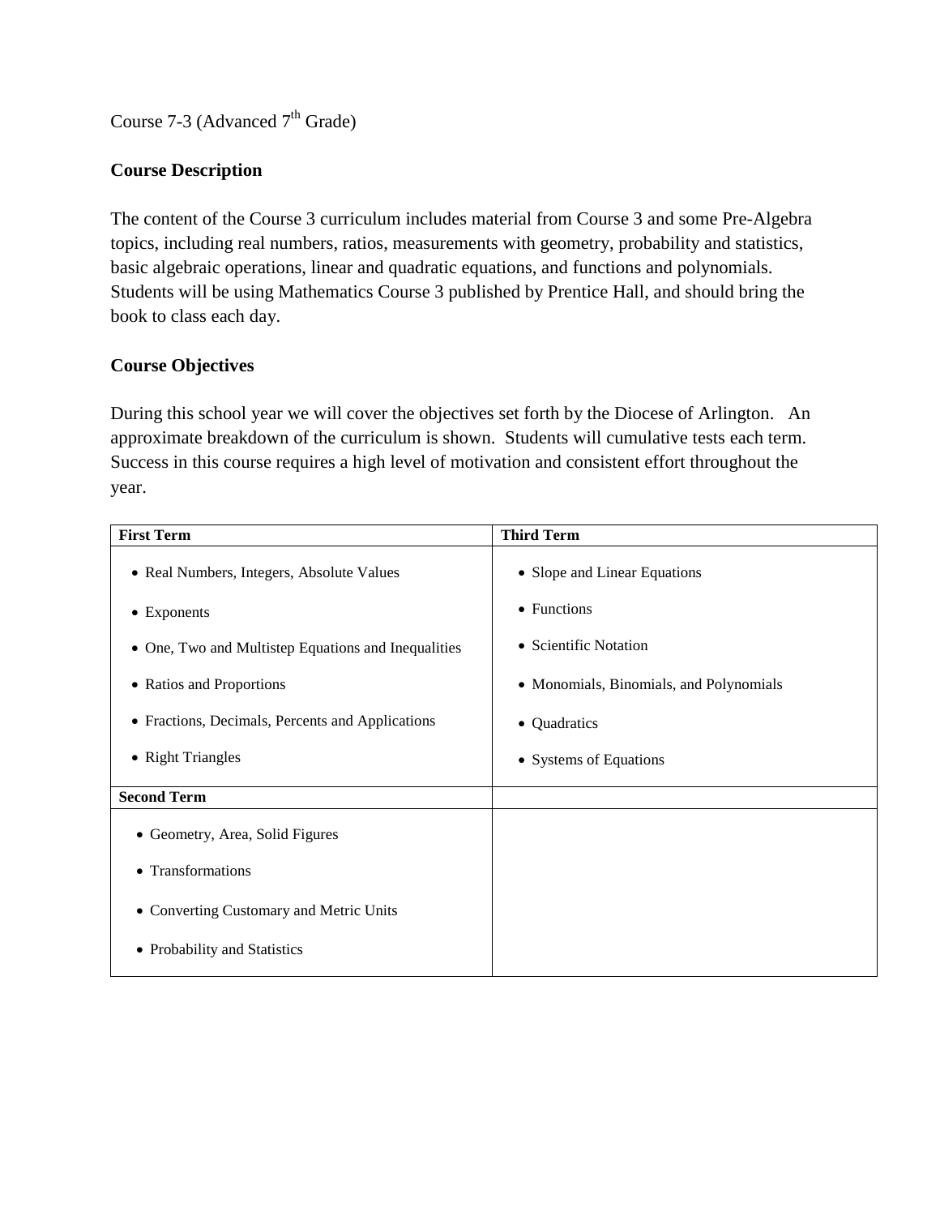Course 7-3 (Advanced 7th Grade)

**Course Description**

The content of the Course 3 curriculum includes material from Course 3 and some Pre-Algebra topics, including real numbers, ratios, measurements with geometry, probability and statistics, basic algebraic operations, linear and quadratic equations, and functions and polynomials. Students will be using Mathematics Course 3 published by Prentice Hall, and should bring the book to class each day.

**Course Objectives**

During this school year we will cover the objectives set forth by the Diocese of Arlington. An approximate breakdown of the curriculum is shown. Students will cumulative tests each term. Success in this course requires a high level of motivation and consistent effort throughout the year.

| **First Term** | **Third Term** |
| --- | --- |
| • Real Numbers, Integers, Absolute Values<br>• Exponents<br>• One, Two and Multistep Equations and Inequalities<br>• Ratios and Proportions<br>• Fractions, Decimals, Percents and Applications<br>• Right Triangles | • Slope and Linear Equations<br>• Functions<br>• Scientific Notation<br>• Monomials, Binomials, and Polynomials<br>• Quadratics<br>• Systems of Equations |
| **Second Term** | |
| • Geometry, Area, Solid Figures<br>• Transformations<br>• Converting Customary and Metric Units<br>• Probability and Statistics | |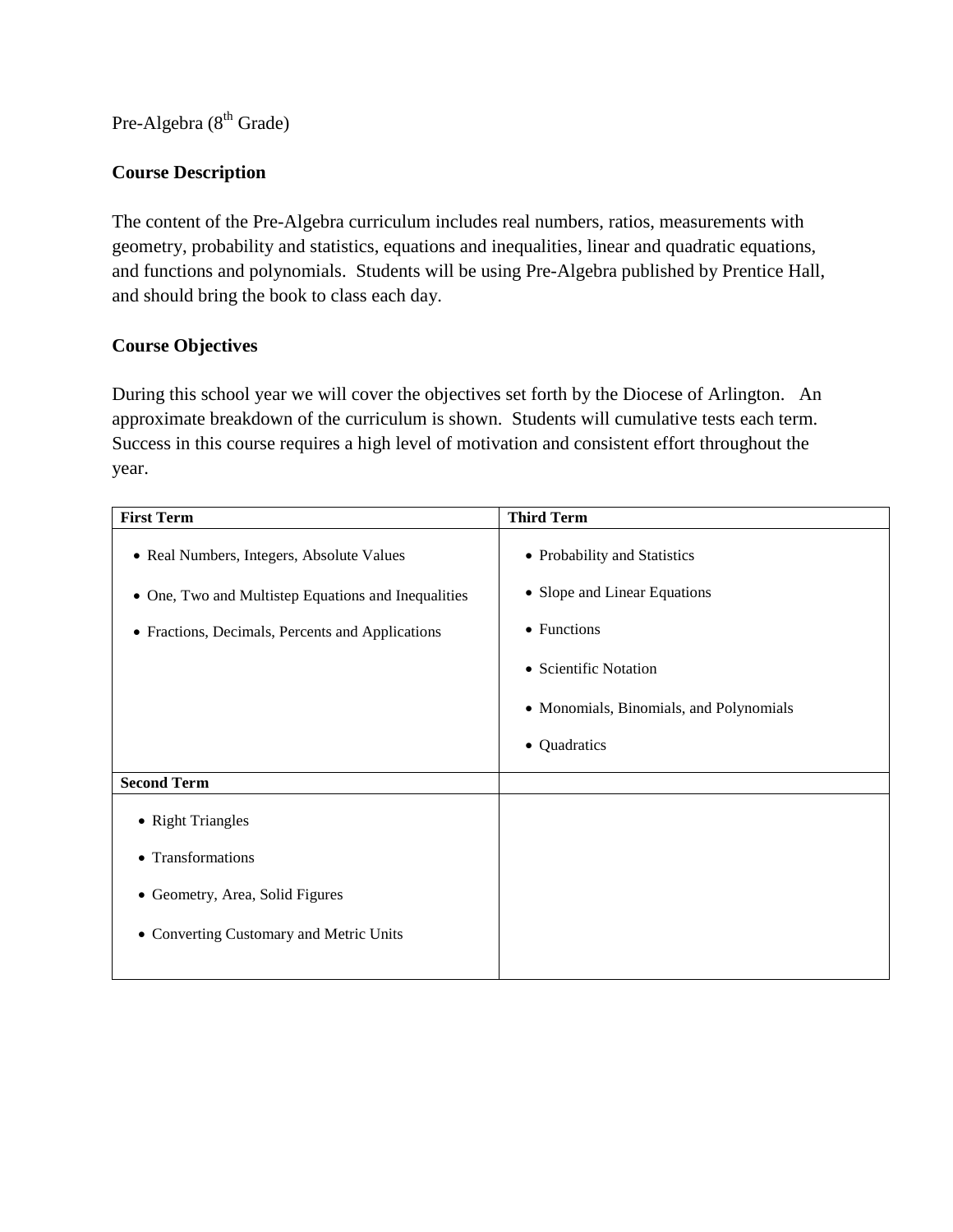Pre-Algebra (8th Grade)

**Course Description**

The content of the Pre-Algebra curriculum includes real numbers, ratios, measurements with geometry, probability and statistics, equations and inequalities, linear and quadratic equations, and functions and polynomials. Students will be using Pre-Algebra published by Prentice Hall, and should bring the book to class each day.

**Course Objectives**

During this school year we will cover the objectives set forth by the Diocese of Arlington. An approximate breakdown of the curriculum is shown. Students will cumulative tests each term. Success in this course requires a high level of motivation and consistent effort throughout the year.

| **First Term** | **Third Term** |
| --- | --- |
| • Real Numbers, Integers, Absolute Values<br>• One, Two and Multistep Equations and Inequalities<br>• Fractions, Decimals, Percents and Applications | • Probability and Statistics<br>• Slope and Linear Equations<br>• Functions<br>• Scientific Notation<br>• Monomials, Binomials, and Polynomials<br>• Quadratics |
| **Second Term** | |
| • Right Triangles<br>• Transformations<br>• Geometry, Area, Solid Figures<br>• Converting Customary and Metric Units | |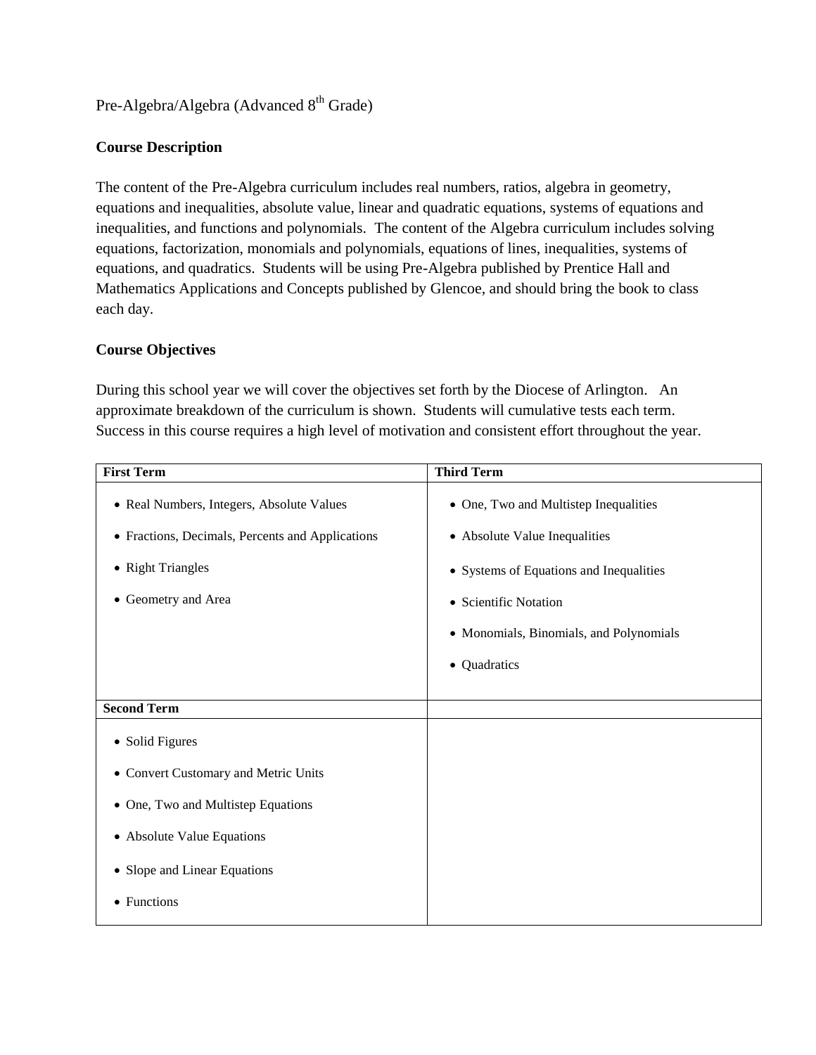Pre-Algebra/Algebra (Advanced 8th Grade)

**Course Description**

The content of the Pre-Algebra curriculum includes real numbers, ratios, algebra in geometry, equations and inequalities, absolute value, linear and quadratic equations, systems of equations and inequalities, and functions and polynomials. The content of the Algebra curriculum includes solving equations, factorization, monomials and polynomials, equations of lines, inequalities, systems of equations, and quadratics. Students will be using Pre-Algebra published by Prentice Hall and Mathematics Applications and Concepts published by Glencoe, and should bring the book to class each day.

**Course Objectives**

During this school year we will cover the objectives set forth by the Diocese of Arlington. An approximate breakdown of the curriculum is shown. Students will cumulative tests each term. Success in this course requires a high level of motivation and consistent effort throughout the year.

| **First Term** | **Third Term** |
|---|---|
| • Real Numbers, Integers, Absolute Values<br>• Fractions, Decimals, Percents and Applications<br>• Right Triangles<br>• Geometry and Area | • One, Two and Multistep Inequalities<br>• Absolute Value Inequalities<br>• Systems of Equations and Inequalities<br>• Scientific Notation<br>• Monomials, Binomials, and Polynomials<br>• Quadratics |
| **Second Term** | |
| • Solid Figures<br>• Convert Customary and Metric Units<br>• One, Two and Multistep Equations<br>• Absolute Value Equations<br>• Slope and Linear Equations<br>• Functions | |